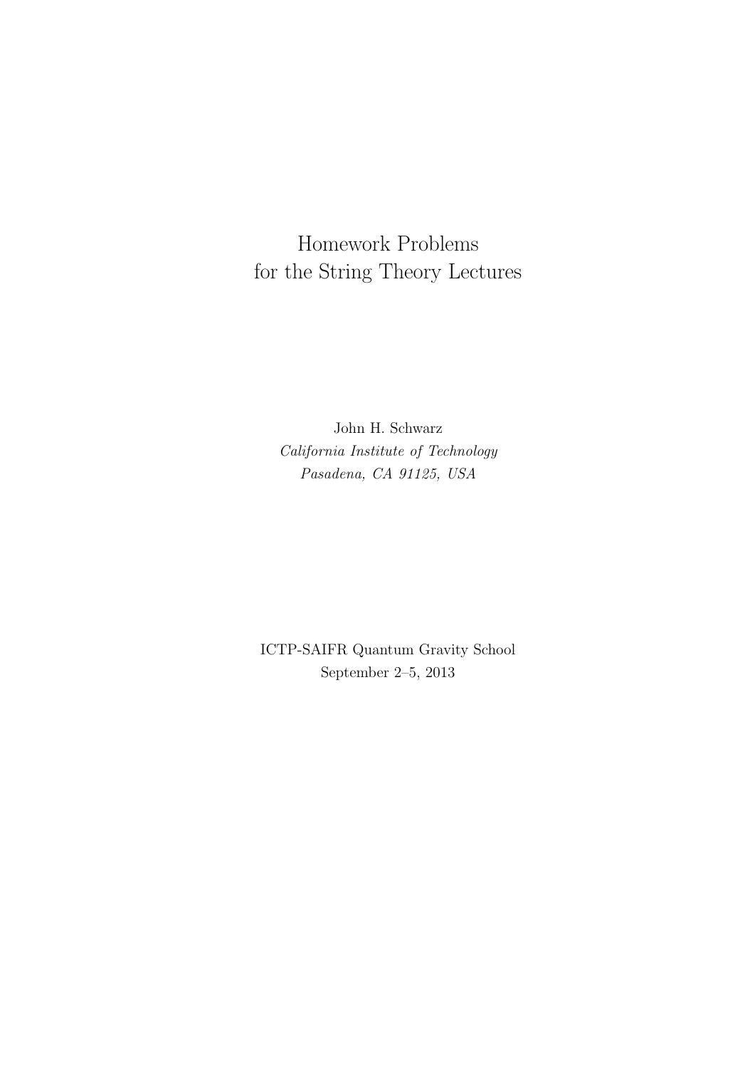# Homework Problems for the String Theory Lectures

John H. Schwarz

*California Institute of Technology*

*Pasadena, CA 91125, USA*

ICTP-SAIFR Quantum Gravity School

September 2–5, 2013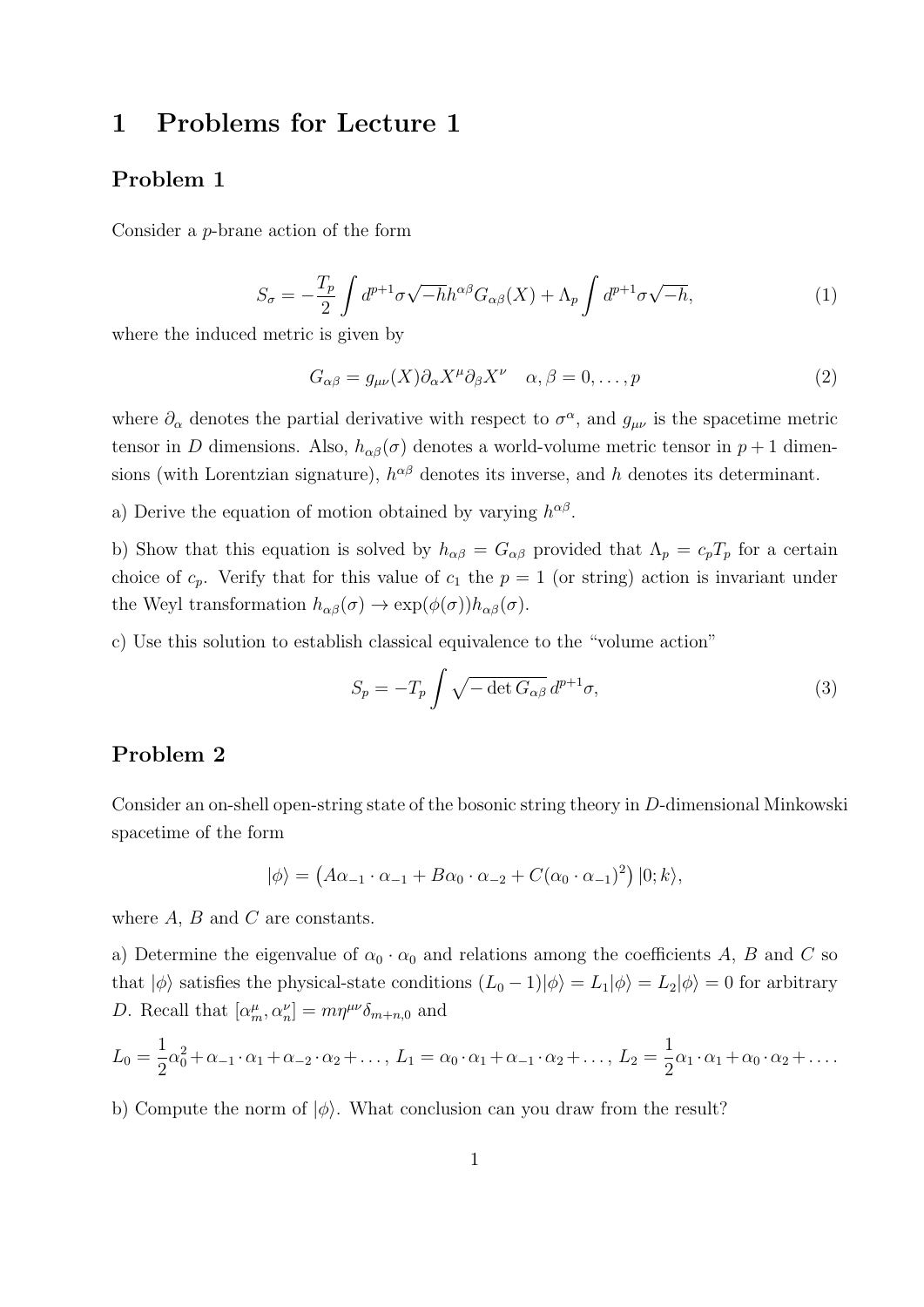# 1 Problems for Lecture 1

## Problem 1

Consider a $p$-brane action of the form

$$S_\sigma = -\frac{T_p}{2}\int d^{p+1}\sigma\sqrt{-h}h^{\alpha\beta}G_{\alpha\beta}(X) + \Lambda_p\int d^{p+1}\sigma\sqrt{-h}, \tag{1}$$

where the induced metric is given by

$$G_{\alpha\beta} = g_{\mu\nu}(X)\partial_\alpha X^\mu \partial_\beta X^\nu \quad \alpha,\beta = 0,\ldots,p \tag{2}$$

where $\partial_\alpha$ denotes the partial derivative with respect to $\sigma^\alpha$, and $g_{\mu\nu}$ is the spacetime metric tensor in $D$ dimensions. Also, $h_{\alpha\beta}(\sigma)$ denotes a world-volume metric tensor in $p+1$ dimensions (with Lorentzian signature), $h^{\alpha\beta}$ denotes its inverse, and $h$ denotes its determinant.

a) Derive the equation of motion obtained by varying $h^{\alpha\beta}$.

b) Show that this equation is solved by $h_{\alpha\beta} = G_{\alpha\beta}$ provided that $\Lambda_p = c_p T_p$ for a certain choice of $c_p$. Verify that for this value of $c_1$ the $p=1$ (or string) action is invariant under the Weyl transformation $h_{\alpha\beta}(\sigma) \to \exp(\phi(\sigma))h_{\alpha\beta}(\sigma)$.

c) Use this solution to establish classical equivalence to the "volume action"

$$S_p = -T_p\int \sqrt{-\det G_{\alpha\beta}}\, d^{p+1}\sigma, \tag{3}$$

## Problem 2

Consider an on-shell open-string state of the bosonic string theory in $D$-dimensional Minkowski spacetime of the form

$$|\phi\rangle = \left(A\alpha_{-1}\cdot\alpha_{-1} + B\alpha_0\cdot\alpha_{-2} + C(\alpha_0\cdot\alpha_{-1})^2\right)|0;k\rangle,$$

where $A$, $B$ and $C$ are constants.

a) Determine the eigenvalue of $\alpha_0\cdot\alpha_0$ and relations among the coefficients $A$, $B$ and $C$ so that $|\phi\rangle$ satisfies the physical-state conditions $(L_0-1)|\phi\rangle = L_1|\phi\rangle = L_2|\phi\rangle = 0$ for arbitrary $D$. Recall that $[\alpha_m^\mu, \alpha_n^\nu] = m\eta^{\mu\nu}\delta_{m+n,0}$ and

$$L_0 = \frac{1}{2}\alpha_0^2 + \alpha_{-1}\cdot\alpha_1 + \alpha_{-2}\cdot\alpha_2 + \ldots,\; L_1 = \alpha_0\cdot\alpha_1 + \alpha_{-1}\cdot\alpha_2 + \ldots,\; L_2 = \frac{1}{2}\alpha_1\cdot\alpha_1 + \alpha_0\cdot\alpha_2 + \ldots.$$

b) Compute the norm of $|\phi\rangle$. What conclusion can you draw from the result?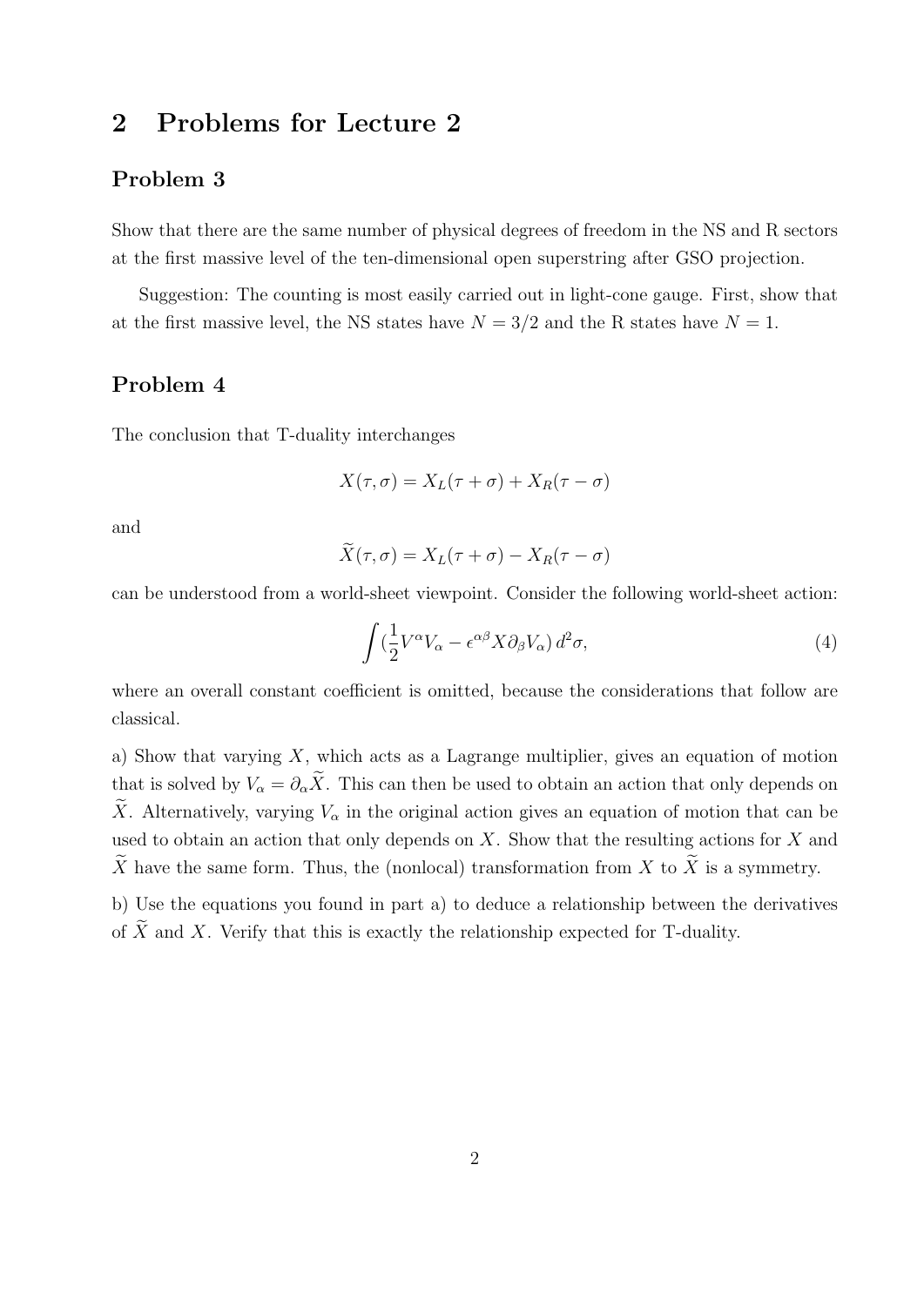# 2 Problems for Lecture 2

## Problem 3

Show that there are the same number of physical degrees of freedom in the NS and R sectors at the first massive level of the ten-dimensional open superstring after GSO projection.

Suggestion: The counting is most easily carried out in light-cone gauge. First, show that at the first massive level, the NS states have $N = 3/2$ and the R states have $N = 1$.

## Problem 4

The conclusion that T-duality interchanges

$$X(\tau, \sigma) = X_L(\tau + \sigma) + X_R(\tau - \sigma)$$

and

$$\widetilde{X}(\tau, \sigma) = X_L(\tau + \sigma) - X_R(\tau - \sigma)$$

can be understood from a world-sheet viewpoint. Consider the following world-sheet action:

$$\int (\frac{1}{2} V^\alpha V_\alpha - \epsilon^{\alpha\beta} X \partial_\beta V_\alpha) \, d^2\sigma, \tag{4}$$

where an overall constant coefficient is omitted, because the considerations that follow are classical.

a) Show that varying $X$, which acts as a Lagrange multiplier, gives an equation of motion that is solved by $V_\alpha = \partial_\alpha \widetilde{X}$. This can then be used to obtain an action that only depends on $\widetilde{X}$. Alternatively, varying $V_\alpha$ in the original action gives an equation of motion that can be used to obtain an action that only depends on $X$. Show that the resulting actions for $X$ and $\widetilde{X}$ have the same form. Thus, the (nonlocal) transformation from $X$ to $\widetilde{X}$ is a symmetry.

b) Use the equations you found in part a) to deduce a relationship between the derivatives of $\widetilde{X}$ and $X$. Verify that this is exactly the relationship expected for T-duality.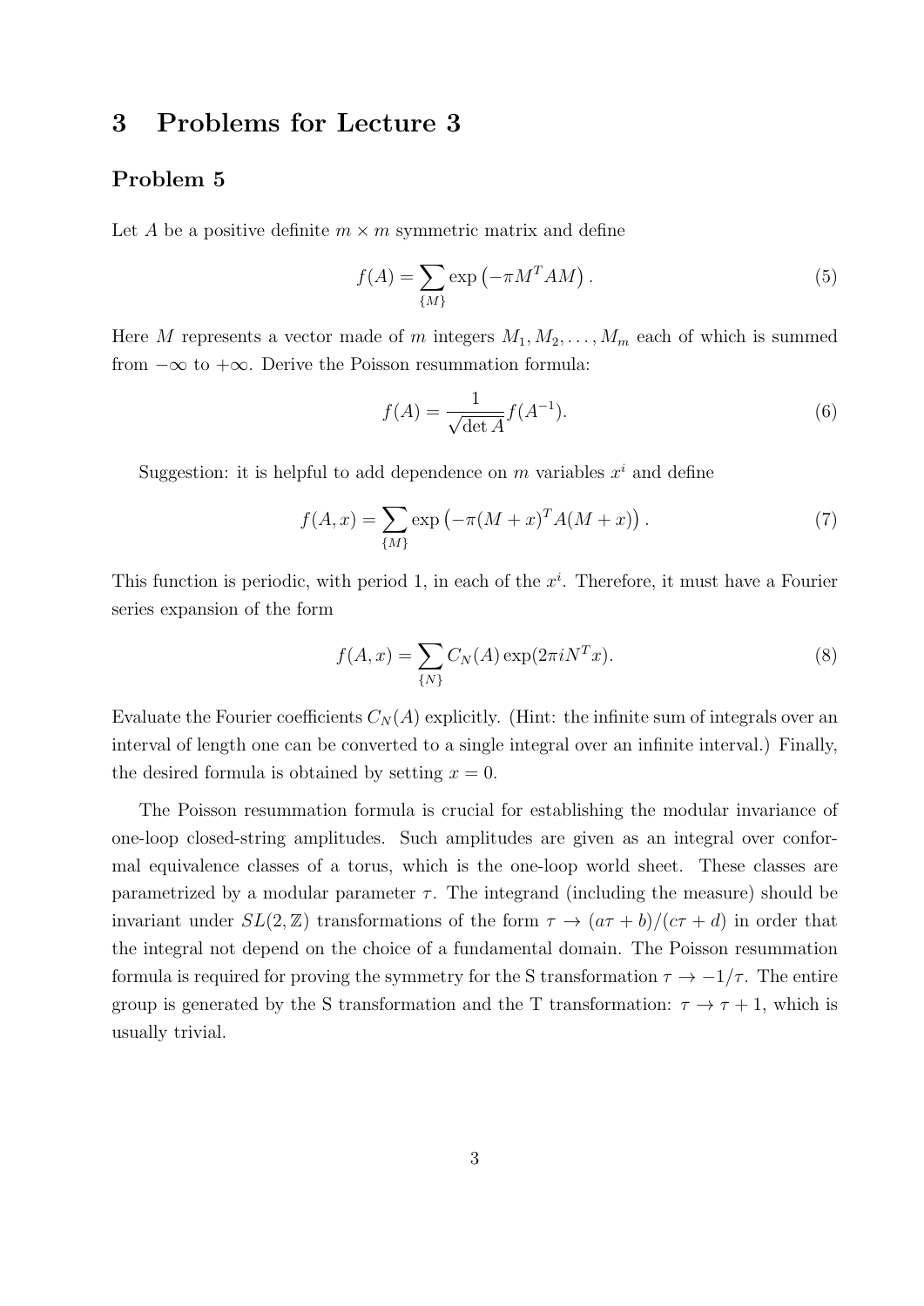# 3 Problems for Lecture 3

## Problem 5

Let $A$ be a positive definite $m \times m$ symmetric matrix and define

$$f(A) = \sum_{\{M\}} \exp\left(-\pi M^T A M\right). \tag{5}$$

Here $M$ represents a vector made of $m$ integers $M_1, M_2, \ldots, M_m$ each of which is summed from $-\infty$ to $+\infty$. Derive the Poisson resummation formula:

$$f(A) = \frac{1}{\sqrt{\det A}} f(A^{-1}). \tag{6}$$

Suggestion: it is helpful to add dependence on $m$ variables $x^i$ and define

$$f(A, x) = \sum_{\{M\}} \exp\left(-\pi (M + x)^T A (M + x)\right). \tag{7}$$

This function is periodic, with period 1, in each of the $x^i$. Therefore, it must have a Fourier series expansion of the form

$$f(A, x) = \sum_{\{N\}} C_N(A) \exp(2\pi i N^T x). \tag{8}$$

Evaluate the Fourier coefficients $C_N(A)$ explicitly. (Hint: the infinite sum of integrals over an interval of length one can be converted to a single integral over an infinite interval.) Finally, the desired formula is obtained by setting $x = 0$.

The Poisson resummation formula is crucial for establishing the modular invariance of one-loop closed-string amplitudes. Such amplitudes are given as an integral over conformal equivalence classes of a torus, which is the one-loop world sheet. These classes are parametrized by a modular parameter $\tau$. The integrand (including the measure) should be invariant under $SL(2, \mathbb{Z})$ transformations of the form $\tau \to (a\tau + b)/(c\tau + d)$ in order that the integral not depend on the choice of a fundamental domain. The Poisson resummation formula is required for proving the symmetry for the S transformation $\tau \to -1/\tau$. The entire group is generated by the S transformation and the T transformation: $\tau \to \tau + 1$, which is usually trivial.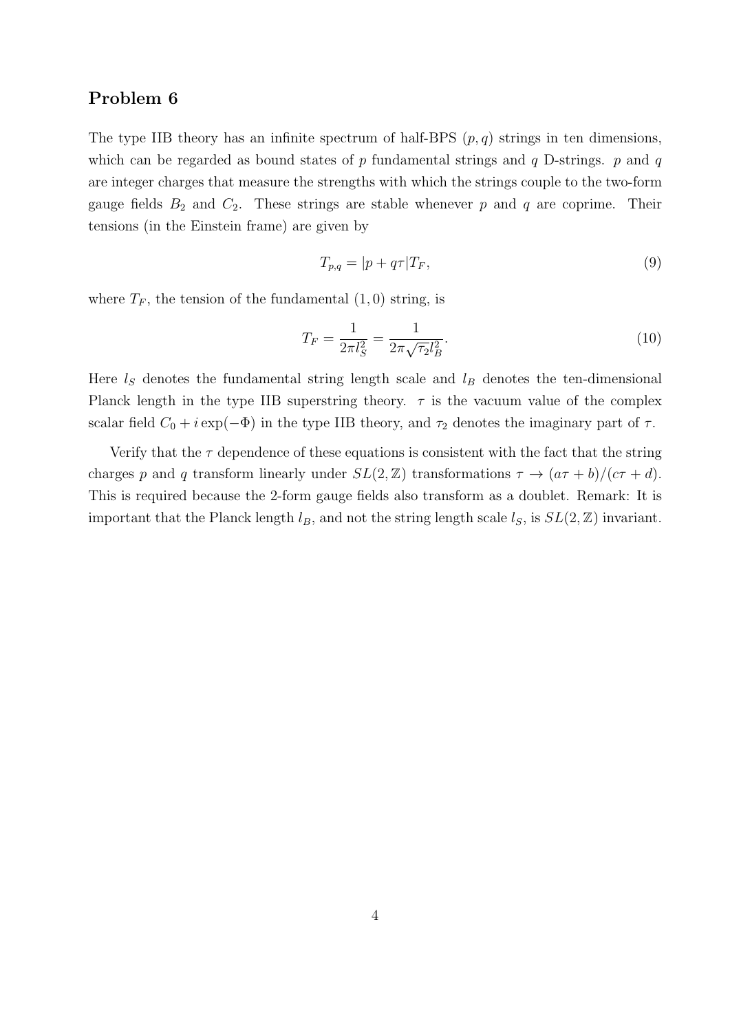## Problem 6

The type IIB theory has an infinite spectrum of half-BPS $(p, q)$ strings in ten dimensions, which can be regarded as bound states of $p$ fundamental strings and $q$ D-strings. $p$ and $q$ are integer charges that measure the strengths with which the strings couple to the two-form gauge fields $B_2$ and $C_2$. These strings are stable whenever $p$ and $q$ are coprime. Their tensions (in the Einstein frame) are given by

$$T_{p,q} = |p + q\tau| T_F, \tag{9}$$

where $T_F$, the tension of the fundamental $(1, 0)$ string, is

$$T_F = \frac{1}{2\pi l_S^2} = \frac{1}{2\pi\sqrt{\tau_2} l_B^2}. \tag{10}$$

Here $l_S$ denotes the fundamental string length scale and $l_B$ denotes the ten-dimensional Planck length in the type IIB superstring theory. $\tau$ is the vacuum value of the complex scalar field $C_0 + i\exp(-\Phi)$ in the type IIB theory, and $\tau_2$ denotes the imaginary part of $\tau$.

Verify that the $\tau$ dependence of these equations is consistent with the fact that the string charges $p$ and $q$ transform linearly under $SL(2, \mathbb{Z})$ transformations $\tau \to (a\tau + b)/(c\tau + d)$. This is required because the 2-form gauge fields also transform as a doublet. Remark: It is important that the Planck length $l_B$, and not the string length scale $l_S$, is $SL(2, \mathbb{Z})$ invariant.